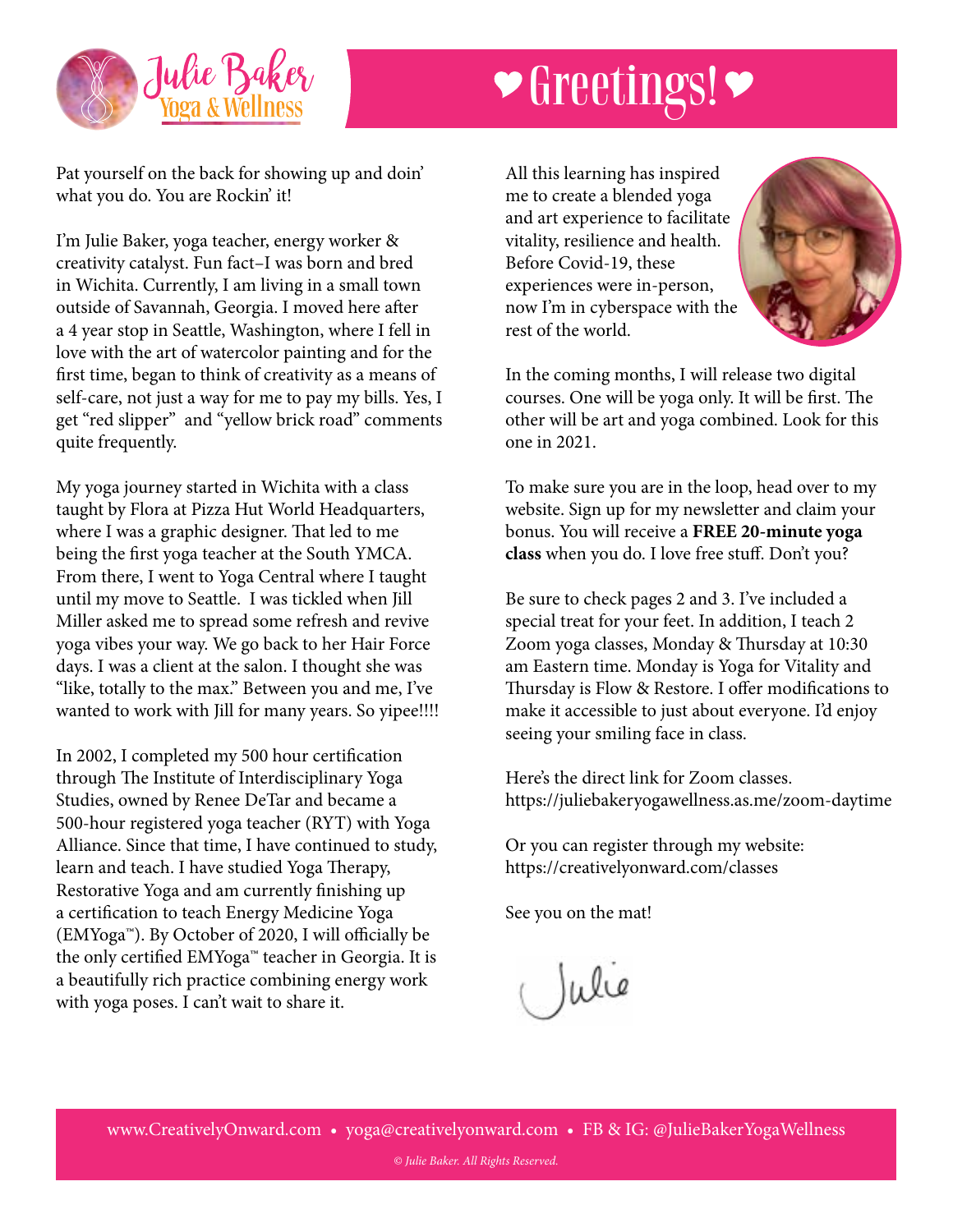Julie Baker Yoga & Wellness

# ❤ Greetings! ❤

Pat yourself on the back for showing up and doin' what you do. You are Rockin' it!

I'm Julie Baker, yoga teacher, energy worker & creativity catalyst. Fun fact–I was born and bred in Wichita. Currently, I am living in a small town outside of Savannah, Georgia. I moved here after a 4 year stop in Seattle, Washington, where I fell in love with the art of watercolor painting and for the first time, began to think of creativity as a means of self-care, not just a way for me to pay my bills. Yes, I get "red slipper" and "yellow brick road" comments quite frequently.

My yoga journey started in Wichita with a class taught by Flora at Pizza Hut World Headquarters, where I was a graphic designer. That led to me being the first yoga teacher at the South YMCA. From there, I went to Yoga Central where I taught until my move to Seattle. I was tickled when Jill Miller asked me to spread some refresh and revive yoga vibes your way. We go back to her Hair Force days. I was a client at the salon. I thought she was "like, totally to the max." Between you and me, I've wanted to work with Jill for many years. So yipee!!!!

In 2002, I completed my 500 hour certification through The Institute of Interdisciplinary Yoga Studies, owned by Renee DeTar and became a 500-hour registered yoga teacher (RYT) with Yoga Alliance. Since that time, I have continued to study, learn and teach. I have studied Yoga Therapy, Restorative Yoga and am currently finishing up a certification to teach Energy Medicine Yoga (EMYoga™). By October of 2020, I will officially be the only certified EMYoga™ teacher in Georgia. It is a beautifully rich practice combining energy work with yoga poses. I can't wait to share it.

All this learning has inspired me to create a blended yoga and art experience to facilitate vitality, resilience and health. Before Covid-19, these experiences were in-person, now I'm in cyberspace with the rest of the world.

In the coming months, I will release two digital courses. One will be yoga only. It will be first. The other will be art and yoga combined. Look for this one in 2021.

To make sure you are in the loop, head over to my website. Sign up for my newsletter and claim your bonus. You will receive a **FREE 20-minute yoga class** when you do. I love free stuff. Don't you?

Be sure to check pages 2 and 3. I've included a special treat for your feet. In addition, I teach 2 Zoom yoga classes, Monday & Thursday at 10:30 am Eastern time. Monday is Yoga for Vitality and Thursday is Flow & Restore. I offer modifications to make it accessible to just about everyone. I'd enjoy seeing your smiling face in class.

Here's the direct link for Zoom classes.
https://juliebakeryogawellness.as.me/zoom-daytime

Or you can register through my website:
https://creativelyonward.com/classes

See you on the mat!

Julie

www.CreativelyOnward.com • yoga@creativelyonward.com • FB & IG: @JulieBakerYogaWellness

*© Julie Baker. All Rights Reserved.*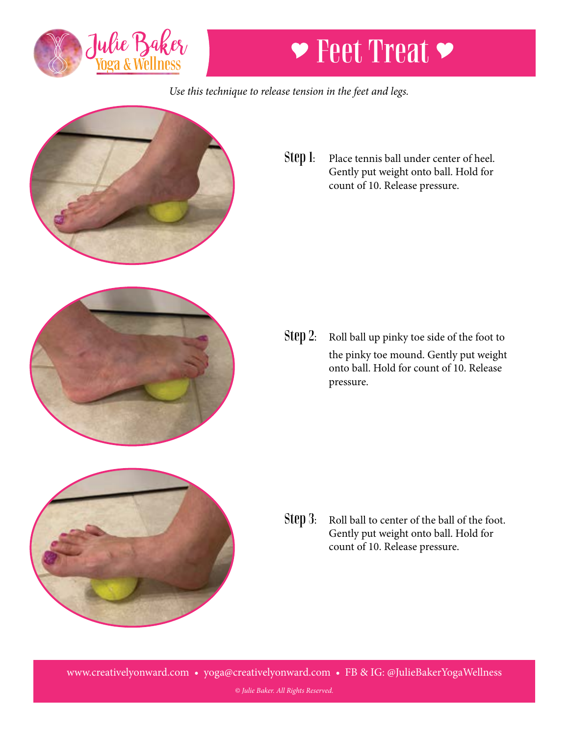Julie Baker Yoga & Wellness

# ❤ Feet Treat ❤

*Use this technique to release tension in the feet and legs.*

**Step 1:** Place tennis ball under center of heel. Gently put weight onto ball. Hold for count of 10. Release pressure.

**Step 2:** Roll ball up pinky toe side of the foot to the pinky toe mound. Gently put weight onto ball. Hold for count of 10. Release pressure.

**Step 3:** Roll ball to center of the ball of the foot. Gently put weight onto ball. Hold for count of 10. Release pressure.

www.creativelyonward.com • yoga@creativelyonward.com • FB & IG: @JulieBakerYogaWellness

*© Julie Baker. All Rights Reserved.*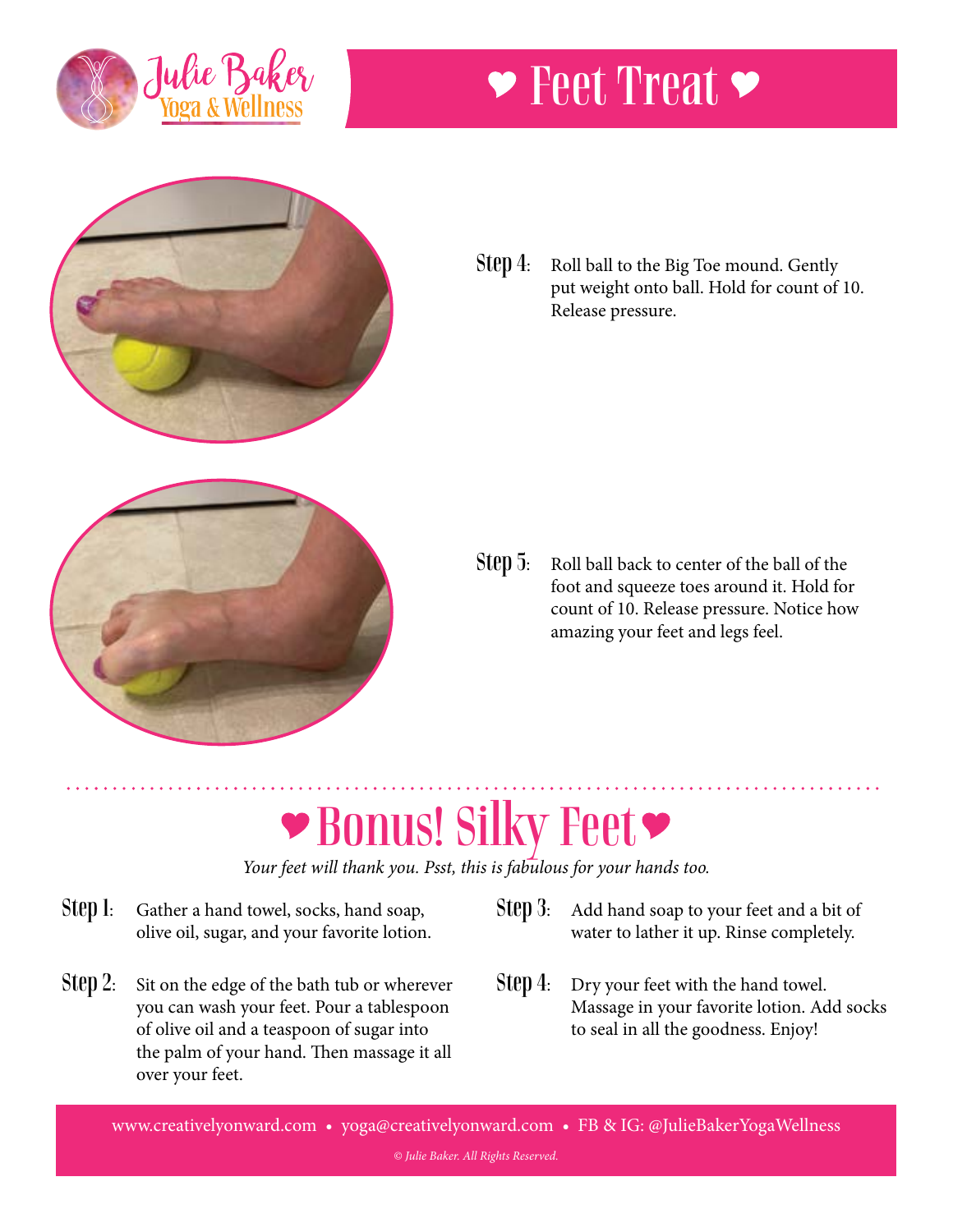# ❤ Feet Treat ❤

**Step 4:** Roll ball to the Big Toe mound. Gently put weight onto ball. Hold for count of 10. Release pressure.

**Step 5:** Roll ball back to center of the ball of the foot and squeeze toes around it. Hold for count of 10. Release pressure. Notice how amazing your feet and legs feel.

## ❤ Bonus! Silky Feet ❤

*Your feet will thank you. Psst, this is fabulous for your hands too.*

**Step 1:** Gather a hand towel, socks, hand soap, olive oil, sugar, and your favorite lotion.

**Step 2:** Sit on the edge of the bath tub or wherever you can wash your feet. Pour a tablespoon of olive oil and a teaspoon of sugar into the palm of your hand. Then massage it all over your feet.

**Step 3:** Add hand soap to your feet and a bit of water to lather it up. Rinse completely.

**Step 4:** Dry your feet with the hand towel. Massage in your favorite lotion. Add socks to seal in all the goodness. Enjoy!

www.creativelyonward.com • yoga@creativelyonward.com • FB & IG: @JulieBakerYogaWellness

*© Julie Baker. All Rights Reserved.*